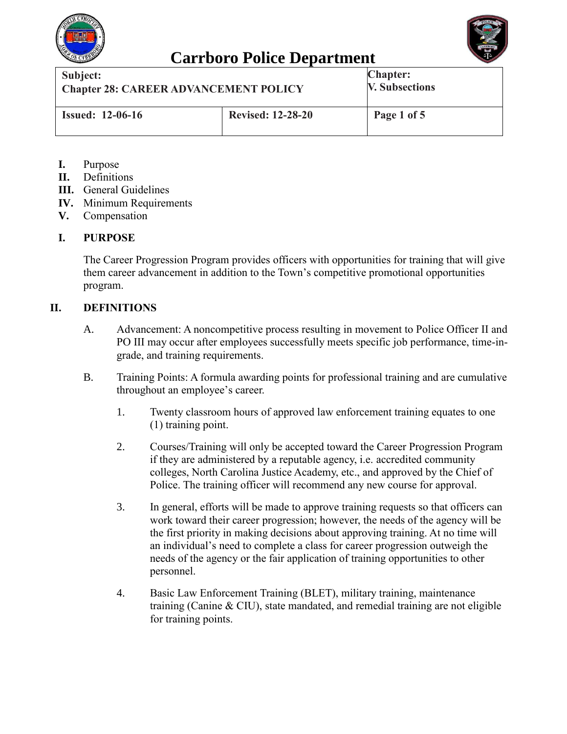# Carrboro Police Department

| Subject: Chapter 28: CAREER ADVANCEMENT POLICY | | Chapter: V. Subsections |
|---|---|---|
| Issued: 12-06-16 | Revised: 12-28-20 | Page 1 of 5 |

**I.** Purpose
**II.** Definitions
**III.** General Guidelines
**IV.** Minimum Requirements
**V.** Compensation

## I. PURPOSE

The Career Progression Program provides officers with opportunities for training that will give them career advancement in addition to the Town's competitive promotional opportunities program.

## II. DEFINITIONS

A. Advancement: A noncompetitive process resulting in movement to Police Officer II and PO III may occur after employees successfully meets specific job performance, time-in-grade, and training requirements.

B. Training Points: A formula awarding points for professional training and are cumulative throughout an employee's career.

1. Twenty classroom hours of approved law enforcement training equates to one (1) training point.

2. Courses/Training will only be accepted toward the Career Progression Program if they are administered by a reputable agency, i.e. accredited community colleges, North Carolina Justice Academy, etc., and approved by the Chief of Police. The training officer will recommend any new course for approval.

3. In general, efforts will be made to approve training requests so that officers can work toward their career progression; however, the needs of the agency will be the first priority in making decisions about approving training. At no time will an individual's need to complete a class for career progression outweigh the needs of the agency or the fair application of training opportunities to other personnel.

4. Basic Law Enforcement Training (BLET), military training, maintenance training (Canine & CIU), state mandated, and remedial training are not eligible for training points.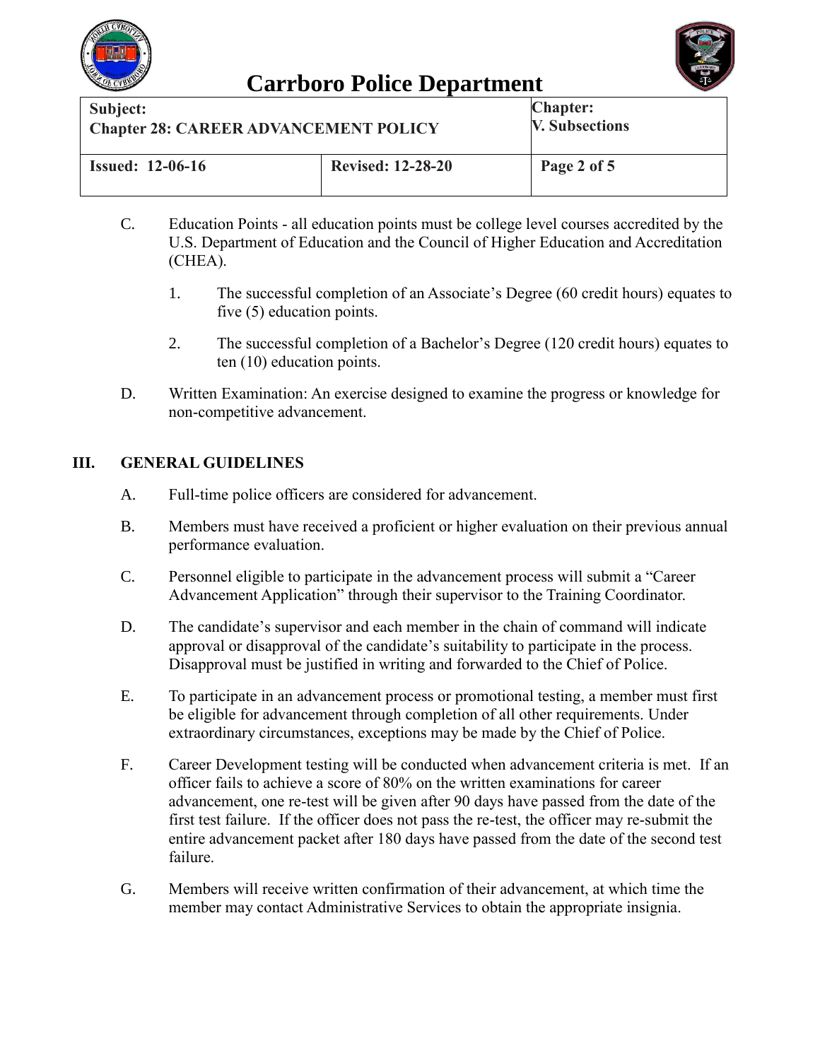C. Education Points - all education points must be college level courses accredited by the U.S. Department of Education and the Council of Higher Education and Accreditation (CHEA).

   1. The successful completion of an Associate's Degree (60 credit hours) equates to five (5) education points.

   2. The successful completion of a Bachelor's Degree (120 credit hours) equates to ten (10) education points.

D. Written Examination: An exercise designed to examine the progress or knowledge for non-competitive advancement.

## III. GENERAL GUIDELINES

A. Full-time police officers are considered for advancement.

B. Members must have received a proficient or higher evaluation on their previous annual performance evaluation.

C. Personnel eligible to participate in the advancement process will submit a "Career Advancement Application" through their supervisor to the Training Coordinator.

D. The candidate's supervisor and each member in the chain of command will indicate approval or disapproval of the candidate's suitability to participate in the process. Disapproval must be justified in writing and forwarded to the Chief of Police.

E. To participate in an advancement process or promotional testing, a member must first be eligible for advancement through completion of all other requirements. Under extraordinary circumstances, exceptions may be made by the Chief of Police.

F. Career Development testing will be conducted when advancement criteria is met. If an officer fails to achieve a score of 80% on the written examinations for career advancement, one re-test will be given after 90 days have passed from the date of the first test failure. If the officer does not pass the re-test, the officer may re-submit the entire advancement packet after 180 days have passed from the date of the second test failure.

G. Members will receive written confirmation of their advancement, at which time the member may contact Administrative Services to obtain the appropriate insignia.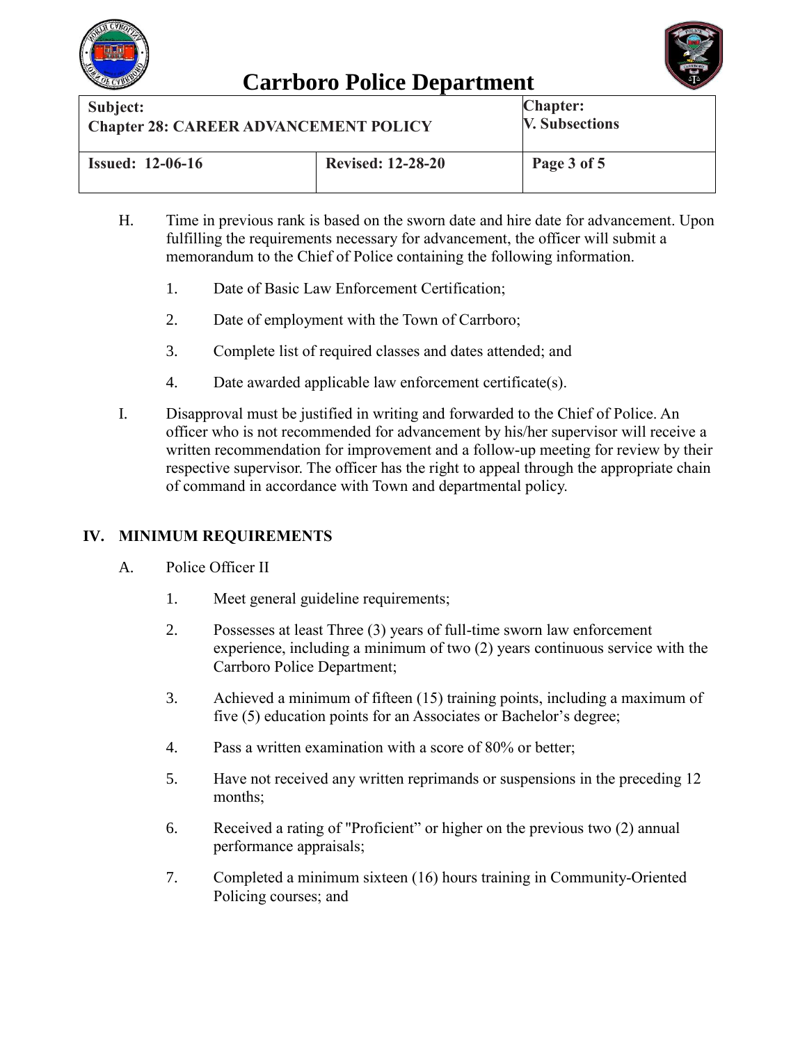H. Time in previous rank is based on the sworn date and hire date for advancement. Upon fulfilling the requirements necessary for advancement, the officer will submit a memorandum to the Chief of Police containing the following information.

1. Date of Basic Law Enforcement Certification;
2. Date of employment with the Town of Carrboro;
3. Complete list of required classes and dates attended; and
4. Date awarded applicable law enforcement certificate(s).

I. Disapproval must be justified in writing and forwarded to the Chief of Police. An officer who is not recommended for advancement by his/her supervisor will receive a written recommendation for improvement and a follow-up meeting for review by their respective supervisor. The officer has the right to appeal through the appropriate chain of command in accordance with Town and departmental policy.

## IV. MINIMUM REQUIREMENTS

A. Police Officer II

1. Meet general guideline requirements;
2. Possesses at least Three (3) years of full-time sworn law enforcement experience, including a minimum of two (2) years continuous service with the Carrboro Police Department;
3. Achieved a minimum of fifteen (15) training points, including a maximum of five (5) education points for an Associates or Bachelor's degree;
4. Pass a written examination with a score of 80% or better;
5. Have not received any written reprimands or suspensions in the preceding 12 months;
6. Received a rating of "Proficient" or higher on the previous two (2) annual performance appraisals;
7. Completed a minimum sixteen (16) hours training in Community-Oriented Policing courses; and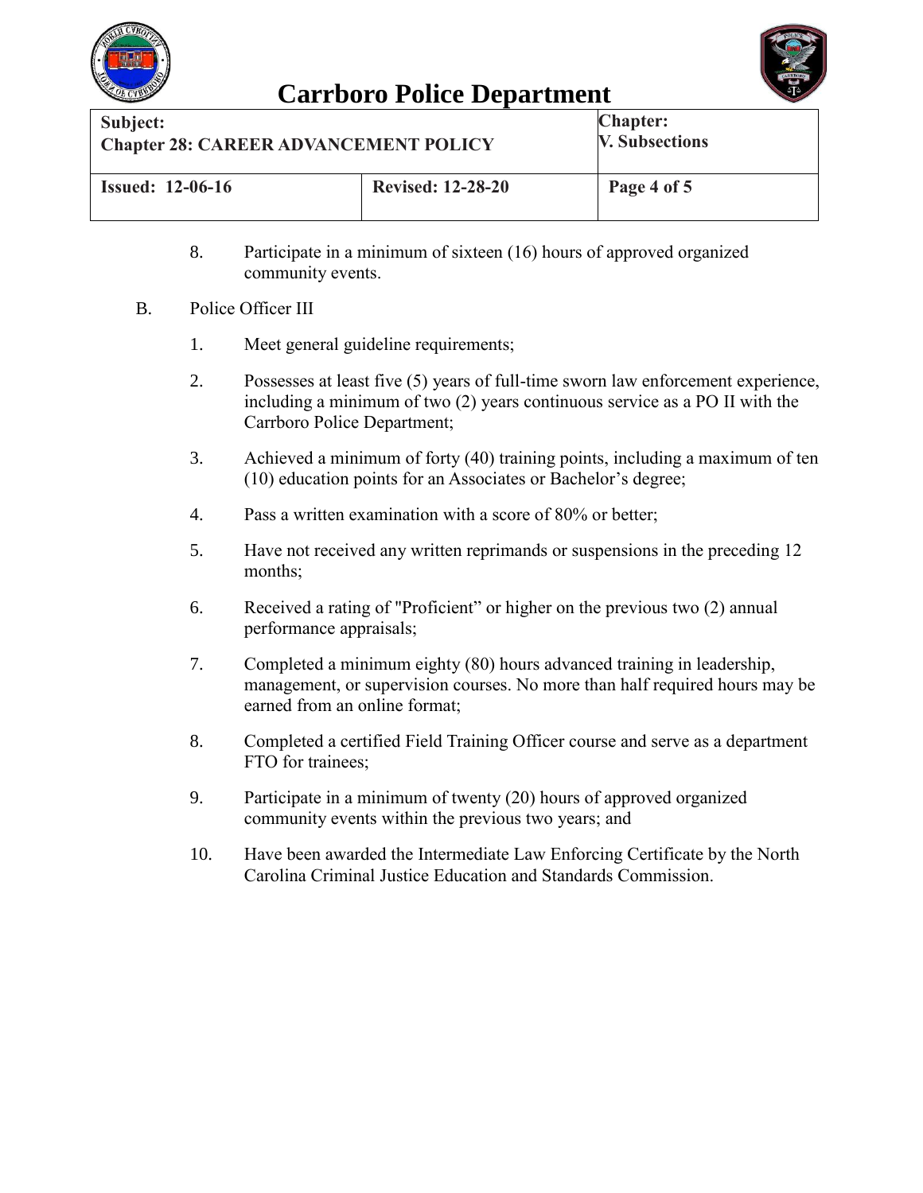8. Participate in a minimum of sixteen (16) hours of approved organized community events.

B. Police Officer III

1. Meet general guideline requirements;
2. Possesses at least five (5) years of full-time sworn law enforcement experience, including a minimum of two (2) years continuous service as a PO II with the Carrboro Police Department;
3. Achieved a minimum of forty (40) training points, including a maximum of ten (10) education points for an Associates or Bachelor's degree;
4. Pass a written examination with a score of 80% or better;
5. Have not received any written reprimands or suspensions in the preceding 12 months;
6. Received a rating of "Proficient" or higher on the previous two (2) annual performance appraisals;
7. Completed a minimum eighty (80) hours advanced training in leadership, management, or supervision courses. No more than half required hours may be earned from an online format;
8. Completed a certified Field Training Officer course and serve as a department FTO for trainees;
9. Participate in a minimum of twenty (20) hours of approved organized community events within the previous two years; and
10. Have been awarded the Intermediate Law Enforcing Certificate by the North Carolina Criminal Justice Education and Standards Commission.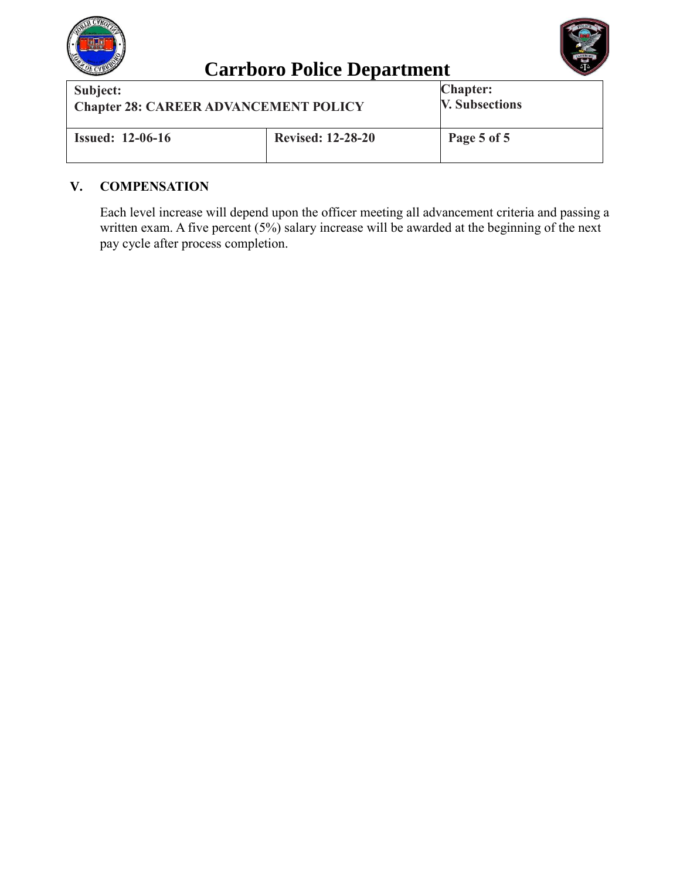## V. COMPENSATION

Each level increase will depend upon the officer meeting all advancement criteria and passing a written exam. A five percent (5%) salary increase will be awarded at the beginning of the next pay cycle after process completion.